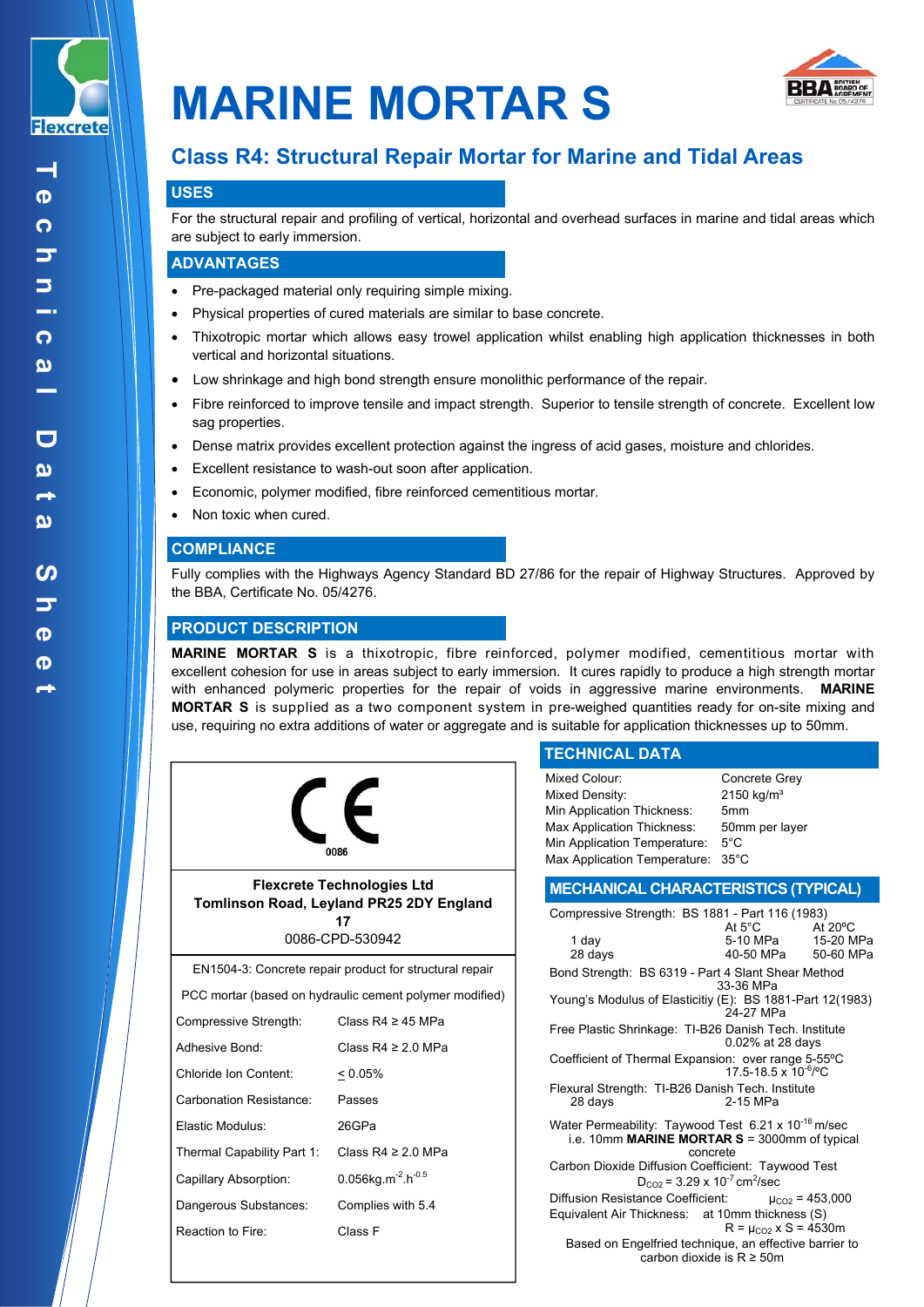# MARINE MORTAR S

## Class R4: Structural Repair Mortar for Marine and Tidal Areas

### USES

For the structural repair and profiling of vertical, horizontal and overhead surfaces in marine and tidal areas which are subject to early immersion.

### ADVANTAGES

- Pre-packaged material only requiring simple mixing.
- Physical properties of cured materials are similar to base concrete.
- Thixotropic mortar which allows easy trowel application whilst enabling high application thicknesses in both vertical and horizontal situations.
- Low shrinkage and high bond strength ensure monolithic performance of the repair.
- Fibre reinforced to improve tensile and impact strength. Superior to tensile strength of concrete. Excellent low sag properties.
- Dense matrix provides excellent protection against the ingress of acid gases, moisture and chlorides.
- Excellent resistance to wash-out soon after application.
- Economic, polymer modified, fibre reinforced cementitious mortar.
- Non toxic when cured.

### COMPLIANCE

Fully complies with the Highways Agency Standard BD 27/86 for the repair of Highway Structures. Approved by the BBA, Certificate No. 05/4276.

### PRODUCT DESCRIPTION

**MARINE MORTAR S** is a thixotropic, fibre reinforced, polymer modified, cementitious mortar with excellent cohesion for use in areas subject to early immersion. It cures rapidly to produce a high strength mortar with enhanced polymeric properties for the repair of voids in aggressive marine environments. **MARINE MORTAR S** is supplied as a two component system in pre-weighed quantities ready for on-site mixing and use, requiring no extra additions of water or aggregate and is suitable for application thicknesses up to 50mm.

CE 0086

**Flexcrete Technologies Ltd**
**Tomlinson Road, Leyland PR25 2DY England**
**17**
0086-CPD-530942

EN1504-3: Concrete repair product for structural repair

PCC mortar (based on hydraulic cement polymer modified)

| Property | Value |
|---|---|
| Compressive Strength: | Class R4 ≥ 45 MPa |
| Adhesive Bond: | Class R4 ≥ 2.0 MPa |
| Chloride Ion Content: | ≤ 0.05% |
| Carbonation Resistance: | Passes |
| Elastic Modulus: | 26GPa |
| Thermal Capability Part 1: | Class R4 ≥ 2.0 MPa |
| Capillary Absorption: | 0.056kg.m$^{-2}$.h$^{-0.5}$ |
| Dangerous Substances: | Complies with 5.4 |
| Reaction to Fire: | Class F |

### TECHNICAL DATA

| Property | Value |
|---|---|
| Mixed Colour: | Concrete Grey |
| Mixed Density: | 2150 kg/m³ |
| Min Application Thickness: | 5mm |
| Max Application Thickness: | 50mm per layer |
| Min Application Temperature: | 5°C |
| Max Application Temperature: | 35°C |

### MECHANICAL CHARACTERISTICS (TYPICAL)

Compressive Strength: BS 1881 - Part 116 (1983)

| | At 5°C | At 20ºC |
|---|---|---|
| 1 day | 5-10 MPa | 15-20 MPa |
| 28 days | 40-50 MPa | 50-60 MPa |

Bond Strength: BS 6319 - Part 4 Slant Shear Method
33-36 MPa

Young's Modulus of Elasticitiy (E): BS 1881-Part 12(1983)
24-27 MPa

Free Plastic Shrinkage: TI-B26 Danish Tech. Institute
0.02% at 28 days

Coefficient of Thermal Expansion: over range 5-55ºC
17.5-18.5 x 10$^{-6}$/ºC

Flexural Strength: TI-B26 Danish Tech. Institute
28 days 2-15 MPa

Water Permeability: Taywood Test 6.21 x 10$^{-16}$ m/sec
i.e. 10mm **MARINE MORTAR S** = 3000mm of typical concrete

Carbon Dioxide Diffusion Coefficient: Taywood Test
$D_{CO2}$ = 3.29 x 10$^{-7}$ cm$^2$/sec

Diffusion Resistance Coefficient: $\mu_{CO2}$ = 453,000

Equivalent Air Thickness: at 10mm thickness (S)
R = $\mu_{CO2}$ x S = 4530m

Based on Engelfried technique, an effective barrier to carbon dioxide is R ≥ 50m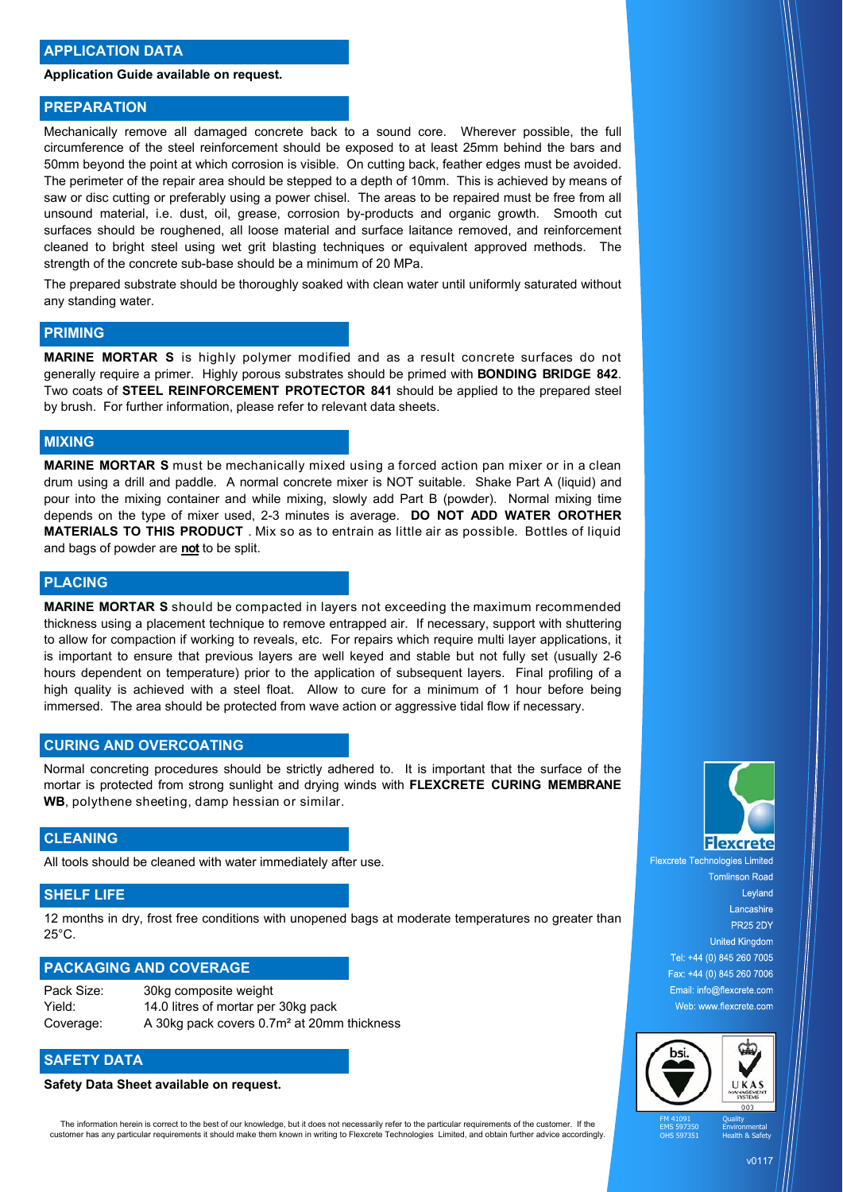## APPLICATION DATA

**Application Guide available on request.**

## PREPARATION

Mechanically remove all damaged concrete back to a sound core. Wherever possible, the full circumference of the steel reinforcement should be exposed to at least 25mm behind the bars and 50mm beyond the point at which corrosion is visible. On cutting back, feather edges must be avoided. The perimeter of the repair area should be stepped to a depth of 10mm. This is achieved by means of saw or disc cutting or preferably using a power chisel. The areas to be repaired must be free from all unsound material, i.e. dust, oil, grease, corrosion by-products and organic growth. Smooth cut surfaces should be roughened, all loose material and surface laitance removed, and reinforcement cleaned to bright steel using wet grit blasting techniques or equivalent approved methods. The strength of the concrete sub-base should be a minimum of 20 MPa.

The prepared substrate should be thoroughly soaked with clean water until uniformly saturated without any standing water.

## PRIMING

**MARINE MORTAR S** is highly polymer modified and as a result concrete surfaces do not generally require a primer. Highly porous substrates should be primed with **BONDING BRIDGE 842**. Two coats of **STEEL REINFORCEMENT PROTECTOR 841** should be applied to the prepared steel by brush. For further information, please refer to relevant data sheets.

## MIXING

**MARINE MORTAR S** must be mechanically mixed using a forced action pan mixer or in a clean drum using a drill and paddle. A normal concrete mixer is NOT suitable. Shake Part A (liquid) and pour into the mixing container and while mixing, slowly add Part B (powder). Normal mixing time depends on the type of mixer used, 2-3 minutes is average. **DO NOT ADD WATER OROTHER MATERIALS TO THIS PRODUCT** . Mix so as to entrain as little air as possible. Bottles of liquid and bags of powder are **not** to be split.

## PLACING

**MARINE MORTAR S** should be compacted in layers not exceeding the maximum recommended thickness using a placement technique to remove entrapped air. If necessary, support with shuttering to allow for compaction if working to reveals, etc. For repairs which require multi layer applications, it is important to ensure that previous layers are well keyed and stable but not fully set (usually 2-6 hours dependent on temperature) prior to the application of subsequent layers. Final profiling of a high quality is achieved with a steel float. Allow to cure for a minimum of 1 hour before being immersed. The area should be protected from wave action or aggressive tidal flow if necessary.

## CURING AND OVERCOATING

Normal concreting procedures should be strictly adhered to. It is important that the surface of the mortar is protected from strong sunlight and drying winds with **FLEXCRETE CURING MEMBRANE WB**, polythene sheeting, damp hessian or similar.

## CLEANING

All tools should be cleaned with water immediately after use.

## SHELF LIFE

12 months in dry, frost free conditions with unopened bags at moderate temperatures no greater than 25°C.

## PACKAGING AND COVERAGE

| | |
|---|---|
| Pack Size: | 30kg composite weight |
| Yield: | 14.0 litres of mortar per 30kg pack |
| Coverage: | A 30kg pack covers 0.7m² at 20mm thickness |

## SAFETY DATA

**Safety Data Sheet available on request.**

The information herein is correct to the best of our knowledge, but it does not necessarily refer to the particular requirements of the customer. If the customer has any particular requirements it should make them known in writing to Flexcrete Technologies Limited, and obtain further advice accordingly.

Flexcrete

Flexcrete Technologies Limited
Tomlinson Road
Leyland
Lancashire
PR25 2DY
United Kingdom
Tel: +44 (0) 845 260 7005
Fax: +44 (0) 845 260 7006
Email: info@flexcrete.com
Web: www.flexcrete.com

FM 41091
EMS 597350
OHS 597351

Quality
Environmental
Health & Safety

v0117